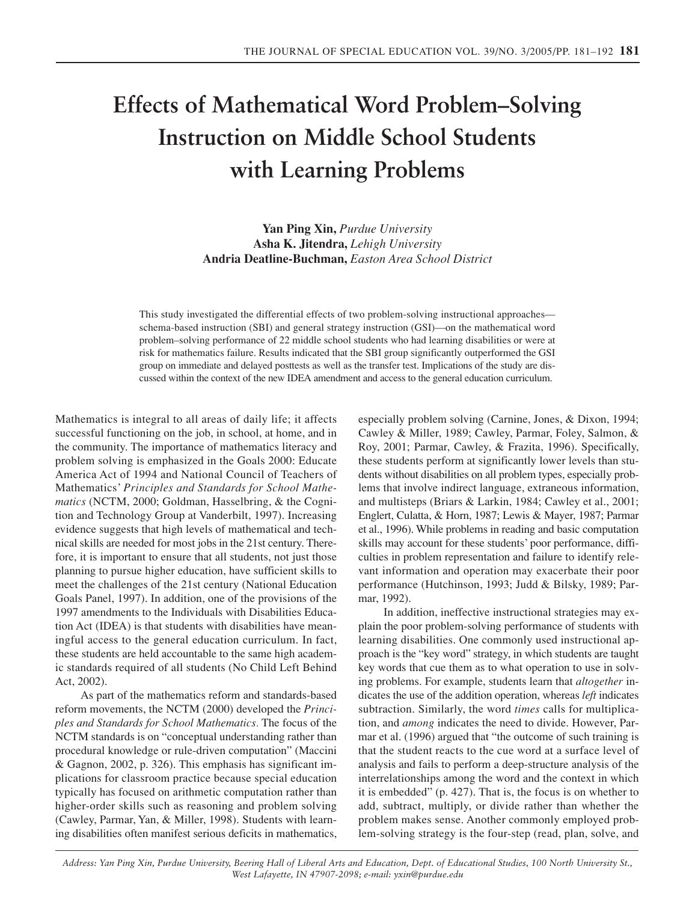# Effects of Mathematical Word Problem–Solving Instruction on Middle School Students with Learning Problems

**Yan Ping Xin,** *Purdue University*
**Asha K. Jitendra,** *Lehigh University*
**Andria Deatline-Buchman,** *Easton Area School District*

This study investigated the differential effects of two problem-solving instructional approaches—schema-based instruction (SBI) and general strategy instruction (GSI)—on the mathematical word problem–solving performance of 22 middle school students who had learning disabilities or were at risk for mathematics failure. Results indicated that the SBI group significantly outperformed the GSI group on immediate and delayed posttests as well as the transfer test. Implications of the study are discussed within the context of the new IDEA amendment and access to the general education curriculum.

Mathematics is integral to all areas of daily life; it affects successful functioning on the job, in school, at home, and in the community. The importance of mathematics literacy and problem solving is emphasized in the Goals 2000: Educate America Act of 1994 and National Council of Teachers of Mathematics' *Principles and Standards for School Mathematics* (NCTM, 2000; Goldman, Hasselbring, & the Cognition and Technology Group at Vanderbilt, 1997). Increasing evidence suggests that high levels of mathematical and technical skills are needed for most jobs in the 21st century. Therefore, it is important to ensure that all students, not just those planning to pursue higher education, have sufficient skills to meet the challenges of the 21st century (National Education Goals Panel, 1997). In addition, one of the provisions of the 1997 amendments to the Individuals with Disabilities Education Act (IDEA) is that students with disabilities have meaningful access to the general education curriculum. In fact, these students are held accountable to the same high academic standards required of all students (No Child Left Behind Act, 2002).

As part of the mathematics reform and standards-based reform movements, the NCTM (2000) developed the *Principles and Standards for School Mathematics.* The focus of the NCTM standards is on "conceptual understanding rather than procedural knowledge or rule-driven computation" (Maccini & Gagnon, 2002, p. 326). This emphasis has significant implications for classroom practice because special education typically has focused on arithmetic computation rather than higher-order skills such as reasoning and problem solving (Cawley, Parmar, Yan, & Miller, 1998). Students with learning disabilities often manifest serious deficits in mathematics, especially problem solving (Carnine, Jones, & Dixon, 1994; Cawley & Miller, 1989; Cawley, Parmar, Foley, Salmon, & Roy, 2001; Parmar, Cawley, & Frazita, 1996). Specifically, these students perform at significantly lower levels than students without disabilities on all problem types, especially problems that involve indirect language, extraneous information, and multisteps (Briars & Larkin, 1984; Cawley et al., 2001; Englert, Culatta, & Horn, 1987; Lewis & Mayer, 1987; Parmar et al., 1996). While problems in reading and basic computation skills may account for these students' poor performance, difficulties in problem representation and failure to identify relevant information and operation may exacerbate their poor performance (Hutchinson, 1993; Judd & Bilsky, 1989; Parmar, 1992).

In addition, ineffective instructional strategies may explain the poor problem-solving performance of students with learning disabilities. One commonly used instructional approach is the "key word" strategy, in which students are taught key words that cue them as to what operation to use in solving problems. For example, students learn that *altogether* indicates the use of the addition operation, whereas *left* indicates subtraction. Similarly, the word *times* calls for multiplication, and *among* indicates the need to divide. However, Parmar et al. (1996) argued that "the outcome of such training is that the student reacts to the cue word at a surface level of analysis and fails to perform a deep-structure analysis of the interrelationships among the word and the context in which it is embedded" (p. 427). That is, the focus is on whether to add, subtract, multiply, or divide rather than whether the problem makes sense. Another commonly employed problem-solving strategy is the four-step (read, plan, solve, and

*Address: Yan Ping Xin, Purdue University, Beering Hall of Liberal Arts and Education, Dept. of Educational Studies, 100 North University St., West Lafayette, IN 47907-2098; e-mail: yxin@purdue.edu*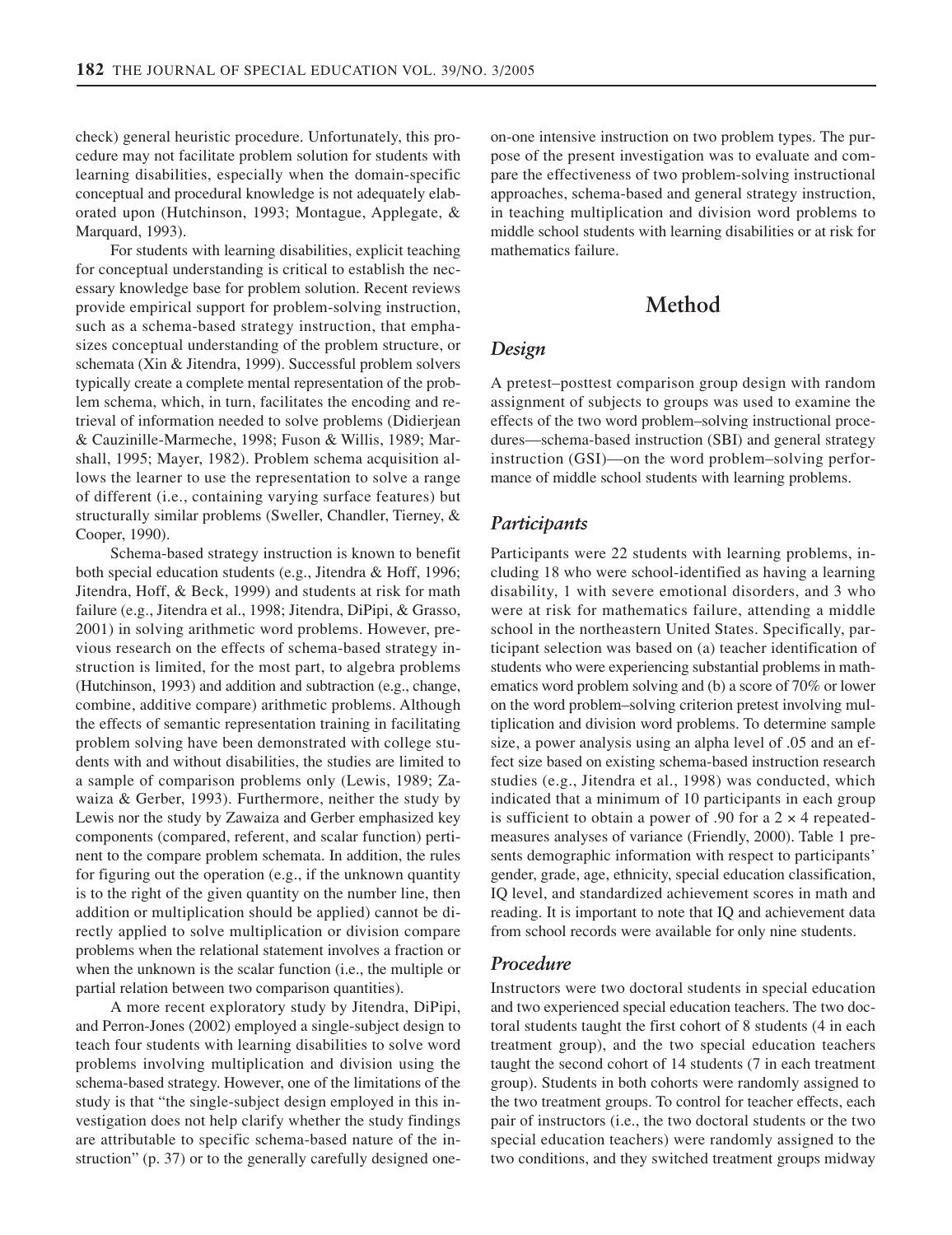check) general heuristic procedure. Unfortunately, this procedure may not facilitate problem solution for students with learning disabilities, especially when the domain-specific conceptual and procedural knowledge is not adequately elaborated upon (Hutchinson, 1993; Montague, Applegate, & Marquard, 1993).

For students with learning disabilities, explicit teaching for conceptual understanding is critical to establish the necessary knowledge base for problem solution. Recent reviews provide empirical support for problem-solving instruction, such as a schema-based strategy instruction, that emphasizes conceptual understanding of the problem structure, or schemata (Xin & Jitendra, 1999). Successful problem solvers typically create a complete mental representation of the problem schema, which, in turn, facilitates the encoding and retrieval of information needed to solve problems (Didierjean & Cauzinille-Marmeche, 1998; Fuson & Willis, 1989; Marshall, 1995; Mayer, 1982). Problem schema acquisition allows the learner to use the representation to solve a range of different (i.e., containing varying surface features) but structurally similar problems (Sweller, Chandler, Tierney, & Cooper, 1990).

Schema-based strategy instruction is known to benefit both special education students (e.g., Jitendra & Hoff, 1996; Jitendra, Hoff, & Beck, 1999) and students at risk for math failure (e.g., Jitendra et al., 1998; Jitendra, DiPipi, & Grasso, 2001) in solving arithmetic word problems. However, previous research on the effects of schema-based strategy instruction is limited, for the most part, to algebra problems (Hutchinson, 1993) and addition and subtraction (e.g., change, combine, additive compare) arithmetic problems. Although the effects of semantic representation training in facilitating problem solving have been demonstrated with college students with and without disabilities, the studies are limited to a sample of comparison problems only (Lewis, 1989; Zawaiza & Gerber, 1993). Furthermore, neither the study by Lewis nor the study by Zawaiza and Gerber emphasized key components (compared, referent, and scalar function) pertinent to the compare problem schemata. In addition, the rules for figuring out the operation (e.g., if the unknown quantity is to the right of the given quantity on the number line, then addition or multiplication should be applied) cannot be directly applied to solve multiplication or division compare problems when the relational statement involves a fraction or when the unknown is the scalar function (i.e., the multiple or partial relation between two comparison quantities).

A more recent exploratory study by Jitendra, DiPipi, and Perron-Jones (2002) employed a single-subject design to teach four students with learning disabilities to solve word problems involving multiplication and division using the schema-based strategy. However, one of the limitations of the study is that "the single-subject design employed in this investigation does not help clarify whether the study findings are attributable to specific schema-based nature of the instruction" (p. 37) or to the generally carefully designed one-on-one intensive instruction on two problem types. The purpose of the present investigation was to evaluate and compare the effectiveness of two problem-solving instructional approaches, schema-based and general strategy instruction, in teaching multiplication and division word problems to middle school students with learning disabilities or at risk for mathematics failure.

# Method

## Design

A pretest–posttest comparison group design with random assignment of subjects to groups was used to examine the effects of the two word problem–solving instructional procedures—schema-based instruction (SBI) and general strategy instruction (GSI)—on the word problem–solving performance of middle school students with learning problems.

## Participants

Participants were 22 students with learning problems, including 18 who were school-identified as having a learning disability, 1 with severe emotional disorders, and 3 who were at risk for mathematics failure, attending a middle school in the northeastern United States. Specifically, participant selection was based on (a) teacher identification of students who were experiencing substantial problems in mathematics word problem solving and (b) a score of 70% or lower on the word problem–solving criterion pretest involving multiplication and division word problems. To determine sample size, a power analysis using an alpha level of .05 and an effect size based on existing schema-based instruction research studies (e.g., Jitendra et al., 1998) was conducted, which indicated that a minimum of 10 participants in each group is sufficient to obtain a power of .90 for a 2 × 4 repeated-measures analyses of variance (Friendly, 2000). Table 1 presents demographic information with respect to participants' gender, grade, age, ethnicity, special education classification, IQ level, and standardized achievement scores in math and reading. It is important to note that IQ and achievement data from school records were available for only nine students.

## Procedure

Instructors were two doctoral students in special education and two experienced special education teachers. The two doctoral students taught the first cohort of 8 students (4 in each treatment group), and the two special education teachers taught the second cohort of 14 students (7 in each treatment group). Students in both cohorts were randomly assigned to the two treatment groups. To control for teacher effects, each pair of instructors (i.e., the two doctoral students or the two special education teachers) were randomly assigned to the two conditions, and they switched treatment groups midway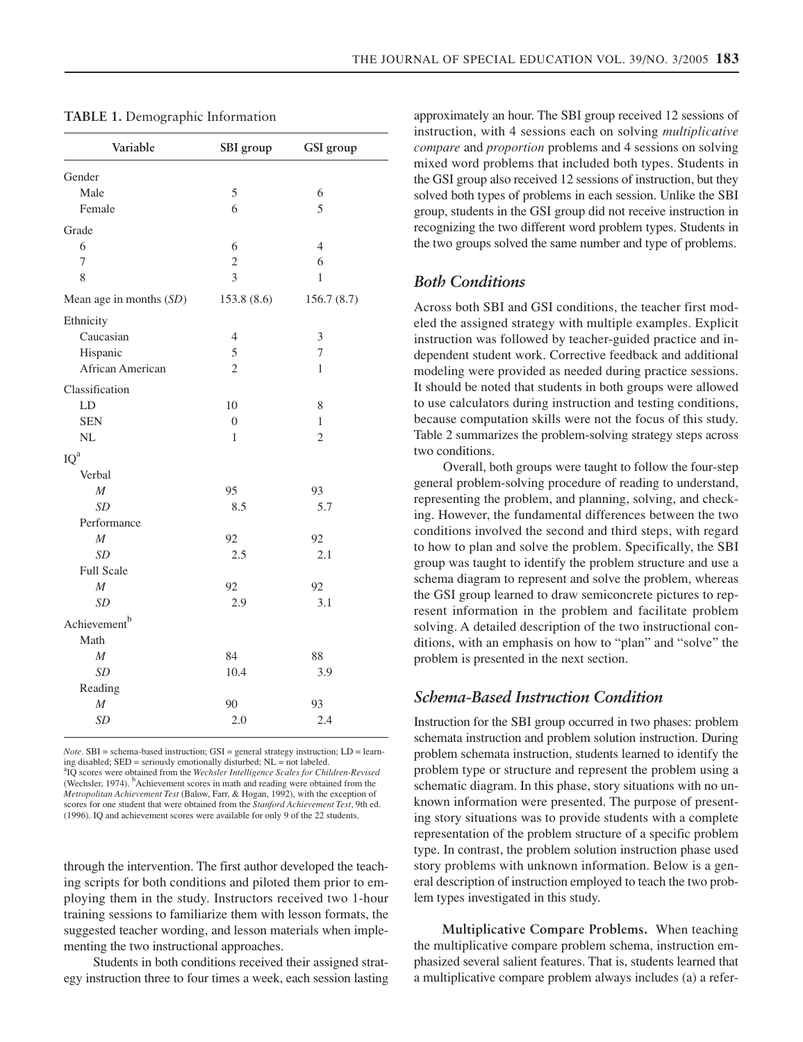**TABLE 1.** Demographic Information

| Variable | SBI group | GSI group |
|---|---|---|
| Gender | | |
| Male | 5 | 6 |
| Female | 6 | 5 |
| Grade | | |
| 6 | 6 | 4 |
| 7 | 2 | 6 |
| 8 | 3 | 1 |
| Mean age in months (*SD*) | 153.8 (8.6) | 156.7 (8.7) |
| Ethnicity | | |
| Caucasian | 4 | 3 |
| Hispanic | 5 | 7 |
| African American | 2 | 1 |
| Classification | | |
| LD | 10 | 8 |
| SEN | 0 | 1 |
| NL | 1 | 2 |
| IQ[a] | | |
| Verbal | | |
| *M* | 95 | 93 |
| *SD* | 8.5 | 5.7 |
| Performance | | |
| *M* | 92 | 92 |
| *SD* | 2.5 | 2.1 |
| Full Scale | | |
| *M* | 92 | 92 |
| *SD* | 2.9 | 3.1 |
| Achievement[b] | | |
| Math | | |
| *M* | 84 | 88 |
| *SD* | 10.4 | 3.9 |
| Reading | | |
| *M* | 90 | 93 |
| *SD* | 2.0 | 2.4 |

*Note.* SBI = schema-based instruction; GSI = general strategy instruction; LD = learning disabled; SED = seriously emotionally disturbed; NL = not labeled.
[a]IQ scores were obtained from the *Wechsler Intelligence Scales for Children-Revised* (Wechsler, 1974). [b]Achievement scores in math and reading were obtained from the *Metropolitan Achievement Test* (Balow, Farr, & Hogan, 1992), with the exception of scores for one student that were obtained from the *Stanford Achievement Test*, 9th ed. (1996). IQ and achievement scores were available for only 9 of the 22 students.

through the intervention. The first author developed the teaching scripts for both conditions and piloted them prior to employing them in the study. Instructors received two 1-hour training sessions to familiarize them with lesson formats, the suggested teacher wording, and lesson materials when implementing the two instructional approaches.

Students in both conditions received their assigned strategy instruction three to four times a week, each session lasting approximately an hour. The SBI group received 12 sessions of instruction, with 4 sessions each on solving *multiplicative compare* and *proportion* problems and 4 sessions on solving mixed word problems that included both types. Students in the GSI group also received 12 sessions of instruction, but they solved both types of problems in each session. Unlike the SBI group, students in the GSI group did not receive instruction in recognizing the two different word problem types. Students in the two groups solved the same number and type of problems.

## *Both Conditions*

Across both SBI and GSI conditions, the teacher first modeled the assigned strategy with multiple examples. Explicit instruction was followed by teacher-guided practice and independent student work. Corrective feedback and additional modeling were provided as needed during practice sessions. It should be noted that students in both groups were allowed to use calculators during instruction and testing conditions, because computation skills were not the focus of this study. Table 2 summarizes the problem-solving strategy steps across two conditions.

Overall, both groups were taught to follow the four-step general problem-solving procedure of reading to understand, representing the problem, and planning, solving, and checking. However, the fundamental differences between the two conditions involved the second and third steps, with regard to how to plan and solve the problem. Specifically, the SBI group was taught to identify the problem structure and use a schema diagram to represent and solve the problem, whereas the GSI group learned to draw semiconcrete pictures to represent information in the problem and facilitate problem solving. A detailed description of the two instructional conditions, with an emphasis on how to "plan" and "solve" the problem is presented in the next section.

## *Schema-Based Instruction Condition*

Instruction for the SBI group occurred in two phases: problem schemata instruction and problem solution instruction. During problem schemata instruction, students learned to identify the problem type or structure and represent the problem using a schematic diagram. In this phase, story situations with no unknown information were presented. The purpose of presenting story situations was to provide students with a complete representation of the problem structure of a specific problem type. In contrast, the problem solution instruction phase used story problems with unknown information. Below is a general description of instruction employed to teach the two problem types investigated in this study.

**Multiplicative Compare Problems.** When teaching the multiplicative compare problem schema, instruction emphasized several salient features. That is, students learned that a multiplicative compare problem always includes (a) a refer-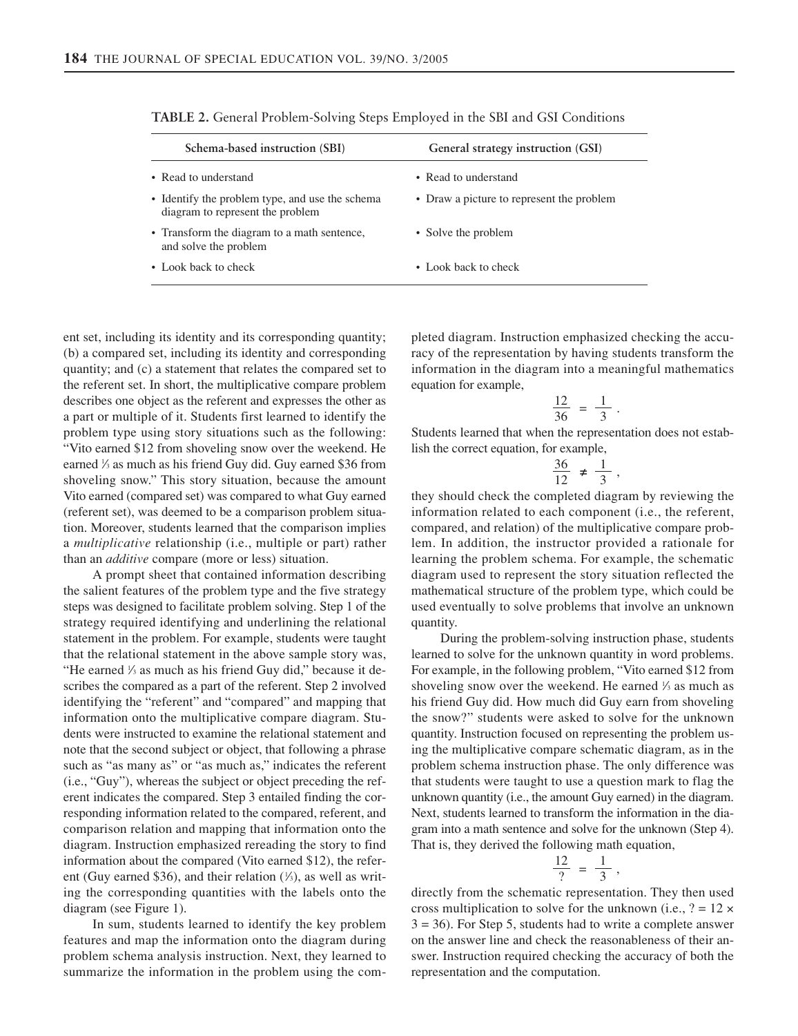**TABLE 2.** General Problem-Solving Steps Employed in the SBI and GSI Conditions

| Schema-based instruction (SBI) | General strategy instruction (GSI) |
|---|---|
| • Read to understand | • Read to understand |
| • Identify the problem type, and use the schema diagram to represent the problem | • Draw a picture to represent the problem |
| • Transform the diagram to a math sentence, and solve the problem | • Solve the problem |
| • Look back to check | • Look back to check |

ent set, including its identity and its corresponding quantity; (b) a compared set, including its identity and corresponding quantity; and (c) a statement that relates the compared set to the referent set. In short, the multiplicative compare problem describes one object as the referent and expresses the other as a part or multiple of it. Students first learned to identify the problem type using story situations such as the following: "Vito earned $12 from shoveling snow over the weekend. He earned ⅓ as much as his friend Guy did. Guy earned $36 from shoveling snow." This story situation, because the amount Vito earned (compared set) was compared to what Guy earned (referent set), was deemed to be a comparison problem situation. Moreover, students learned that the comparison implies a *multiplicative* relationship (i.e., multiple or part) rather than an *additive* compare (more or less) situation.

A prompt sheet that contained information describing the salient features of the problem type and the five strategy steps was designed to facilitate problem solving. Step 1 of the strategy required identifying and underlining the relational statement in the problem. For example, students were taught that the relational statement in the above sample story was, "He earned ⅓ as much as his friend Guy did," because it describes the compared as a part of the referent. Step 2 involved identifying the "referent" and "compared" and mapping that information onto the multiplicative compare diagram. Students were instructed to examine the relational statement and note that the second subject or object, that following a phrase such as "as many as" or "as much as," indicates the referent (i.e., "Guy"), whereas the subject or object preceding the referent indicates the compared. Step 3 entailed finding the corresponding information related to the compared, referent, and comparison relation and mapping that information onto the diagram. Instruction emphasized rereading the story to find information about the compared (Vito earned $12), the referent (Guy earned $36), and their relation (⅓), as well as writing the corresponding quantities with the labels onto the diagram (see Figure 1).

In sum, students learned to identify the key problem features and map the information onto the diagram during problem schema analysis instruction. Next, they learned to summarize the information in the problem using the completed diagram. Instruction emphasized checking the accuracy of the representation by having students transform the information in the diagram into a meaningful mathematics equation for example,

$$\frac{12}{36} = \frac{1}{3}.$$

Students learned that when the representation does not establish the correct equation, for example,

$$\frac{36}{12} \neq \frac{1}{3},$$

they should check the completed diagram by reviewing the information related to each component (i.e., the referent, compared, and relation) of the multiplicative compare problem. In addition, the instructor provided a rationale for learning the problem schema. For example, the schematic diagram used to represent the story situation reflected the mathematical structure of the problem type, which could be used eventually to solve problems that involve an unknown quantity.

During the problem-solving instruction phase, students learned to solve for the unknown quantity in word problems. For example, in the following problem, "Vito earned $12 from shoveling snow over the weekend. He earned ⅓ as much as his friend Guy did. How much did Guy earn from shoveling the snow?" students were asked to solve for the unknown quantity. Instruction focused on representing the problem using the multiplicative compare schematic diagram, as in the problem schema instruction phase. The only difference was that students were taught to use a question mark to flag the unknown quantity (i.e., the amount Guy earned) in the diagram. Next, students learned to transform the information in the diagram into a math sentence and solve for the unknown (Step 4). That is, they derived the following math equation,

$$\frac{12}{?} = \frac{1}{3},$$

directly from the schematic representation. They then used cross multiplication to solve for the unknown (i.e., $? = 12 \times 3 = 36$). For Step 5, students had to write a complete answer on the answer line and check the reasonableness of their answer. Instruction required checking the accuracy of both the representation and the computation.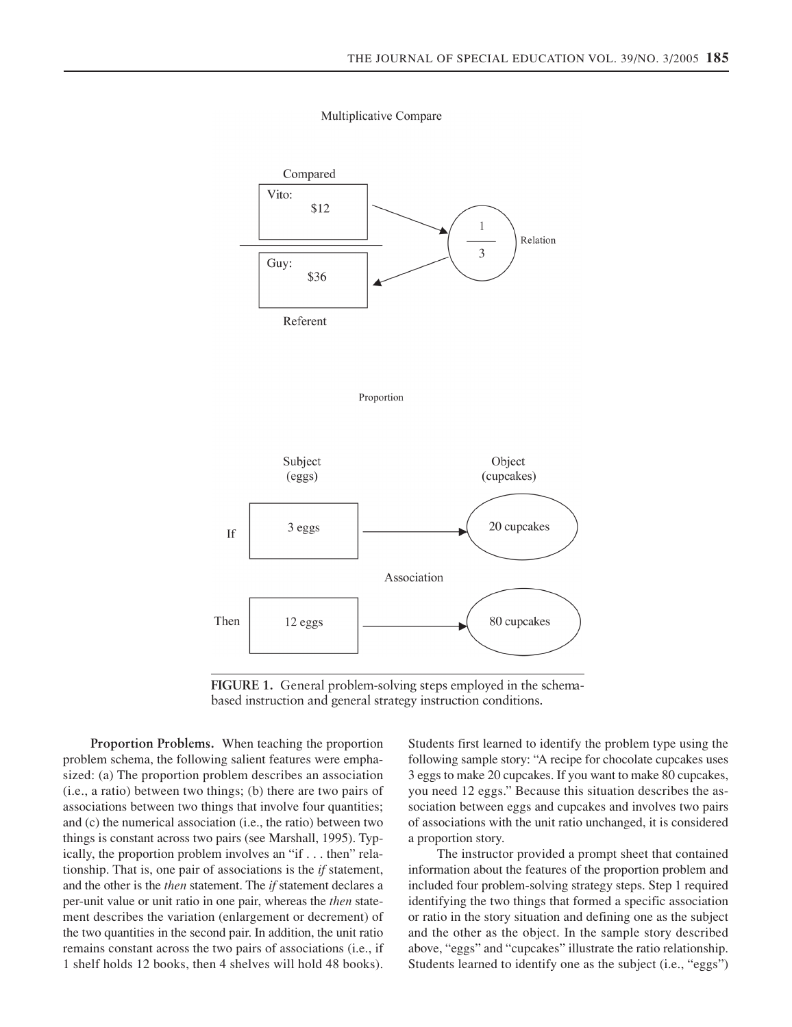Multiplicative Compare

Compared

Vito: $12

Guy: $36

Referent

Relation: $\frac{1}{3}$

Proportion

| | Subject (eggs) | | Object (cupcakes) |
|---|---|---|---|
| If | 3 eggs | → | 20 cupcakes |
| | | Association | |
| Then | 12 eggs | → | 80 cupcakes |

**FIGURE 1.** General problem-solving steps employed in the schema-based instruction and general strategy instruction conditions.

**Proportion Problems.** When teaching the proportion problem schema, the following salient features were emphasized: (a) The proportion problem describes an association (i.e., a ratio) between two things; (b) there are two pairs of associations between two things that involve four quantities; and (c) the numerical association (i.e., the ratio) between two things is constant across two pairs (see Marshall, 1995). Typically, the proportion problem involves an "if . . . then" relationship. That is, one pair of associations is the *if* statement, and the other is the *then* statement. The *if* statement declares a per-unit value or unit ratio in one pair, whereas the *then* statement describes the variation (enlargement or decrement) of the two quantities in the second pair. In addition, the unit ratio remains constant across the two pairs of associations (i.e., if 1 shelf holds 12 books, then 4 shelves will hold 48 books). Students first learned to identify the problem type using the following sample story: "A recipe for chocolate cupcakes uses 3 eggs to make 20 cupcakes. If you want to make 80 cupcakes, you need 12 eggs." Because this situation describes the association between eggs and cupcakes and involves two pairs of associations with the unit ratio unchanged, it is considered a proportion story.

The instructor provided a prompt sheet that contained information about the features of the proportion problem and included four problem-solving strategy steps. Step 1 required identifying the two things that formed a specific association or ratio in the story situation and defining one as the subject and the other as the object. In the sample story described above, "eggs" and "cupcakes" illustrate the ratio relationship. Students learned to identify one as the subject (i.e., "eggs")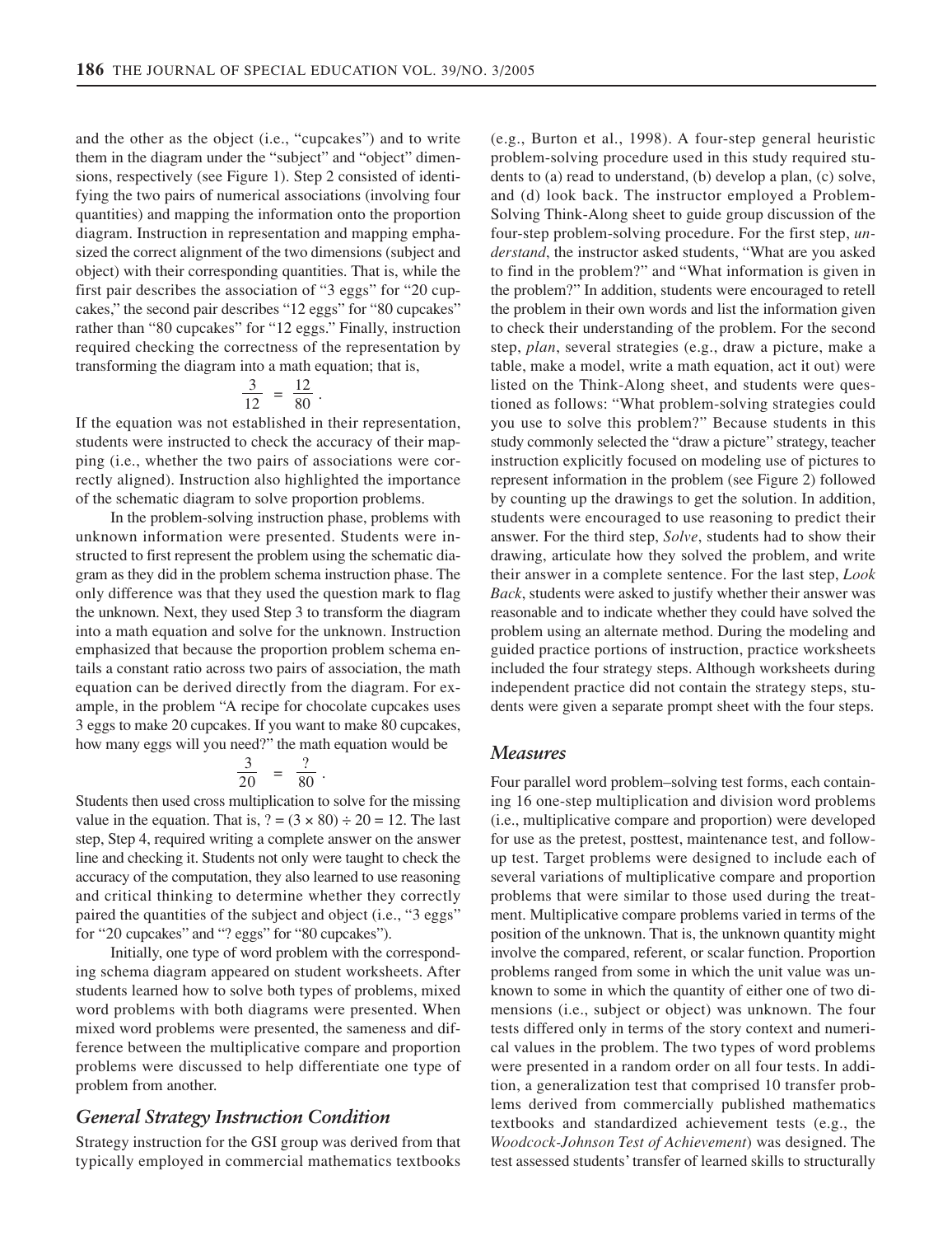and the other as the object (i.e., "cupcakes") and to write them in the diagram under the "subject" and "object" dimensions, respectively (see Figure 1). Step 2 consisted of identifying the two pairs of numerical associations (involving four quantities) and mapping the information onto the proportion diagram. Instruction in representation and mapping emphasized the correct alignment of the two dimensions (subject and object) with their corresponding quantities. That is, while the first pair describes the association of "3 eggs" for "20 cupcakes," the second pair describes "12 eggs" for "80 cupcakes" rather than "80 cupcakes" for "12 eggs." Finally, instruction required checking the correctness of the representation by transforming the diagram into a math equation; that is,

$$\frac{3}{12} = \frac{12}{80}.$$

If the equation was not established in their representation, students were instructed to check the accuracy of their mapping (i.e., whether the two pairs of associations were correctly aligned). Instruction also highlighted the importance of the schematic diagram to solve proportion problems.

In the problem-solving instruction phase, problems with unknown information were presented. Students were instructed to first represent the problem using the schematic diagram as they did in the problem schema instruction phase. The only difference was that they used the question mark to flag the unknown. Next, they used Step 3 to transform the diagram into a math equation and solve for the unknown. Instruction emphasized that because the proportion problem schema entails a constant ratio across two pairs of association, the math equation can be derived directly from the diagram. For example, in the problem "A recipe for chocolate cupcakes uses 3 eggs to make 20 cupcakes. If you want to make 80 cupcakes, how many eggs will you need?" the math equation would be

$$\frac{3}{20} = \frac{?}{80}.$$

Students then used cross multiplication to solve for the missing value in the equation. That is, $? = (3 \times 80) \div 20 = 12$. The last step, Step 4, required writing a complete answer on the answer line and checking it. Students not only were taught to check the accuracy of the computation, they also learned to use reasoning and critical thinking to determine whether they correctly paired the quantities of the subject and object (i.e., "3 eggs" for "20 cupcakes" and "? eggs" for "80 cupcakes").

Initially, one type of word problem with the corresponding schema diagram appeared on student worksheets. After students learned how to solve both types of problems, mixed word problems with both diagrams were presented. When mixed word problems were presented, the sameness and difference between the multiplicative compare and proportion problems were discussed to help differentiate one type of problem from another.

## General Strategy Instruction Condition

Strategy instruction for the GSI group was derived from that typically employed in commercial mathematics textbooks (e.g., Burton et al., 1998). A four-step general heuristic problem-solving procedure used in this study required students to (a) read to understand, (b) develop a plan, (c) solve, and (d) look back. The instructor employed a Problem-Solving Think-Along sheet to guide group discussion of the four-step problem-solving procedure. For the first step, *understand*, the instructor asked students, "What are you asked to find in the problem?" and "What information is given in the problem?" In addition, students were encouraged to retell the problem in their own words and list the information given to check their understanding of the problem. For the second step, *plan*, several strategies (e.g., draw a picture, make a table, make a model, write a math equation, act it out) were listed on the Think-Along sheet, and students were questioned as follows: "What problem-solving strategies could you use to solve this problem?" Because students in this study commonly selected the "draw a picture" strategy, teacher instruction explicitly focused on modeling use of pictures to represent information in the problem (see Figure 2) followed by counting up the drawings to get the solution. In addition, students were encouraged to use reasoning to predict their answer. For the third step, *Solve*, students had to show their drawing, articulate how they solved the problem, and write their answer in a complete sentence. For the last step, *Look Back*, students were asked to justify whether their answer was reasonable and to indicate whether they could have solved the problem using an alternate method. During the modeling and guided practice portions of instruction, practice worksheets included the four strategy steps. Although worksheets during independent practice did not contain the strategy steps, students were given a separate prompt sheet with the four steps.

## Measures

Four parallel word problem–solving test forms, each containing 16 one-step multiplication and division word problems (i.e., multiplicative compare and proportion) were developed for use as the pretest, posttest, maintenance test, and follow-up test. Target problems were designed to include each of several variations of multiplicative compare and proportion problems that were similar to those used during the treatment. Multiplicative compare problems varied in terms of the position of the unknown. That is, the unknown quantity might involve the compared, referent, or scalar function. Proportion problems ranged from some in which the unit value was unknown to some in which the quantity of either one of two dimensions (i.e., subject or object) was unknown. The four tests differed only in terms of the story context and numerical values in the problem. The two types of word problems were presented in a random order on all four tests. In addition, a generalization test that comprised 10 transfer problems derived from commercially published mathematics textbooks and standardized achievement tests (e.g., the *Woodcock-Johnson Test of Achievement*) was designed. The test assessed students' transfer of learned skills to structurally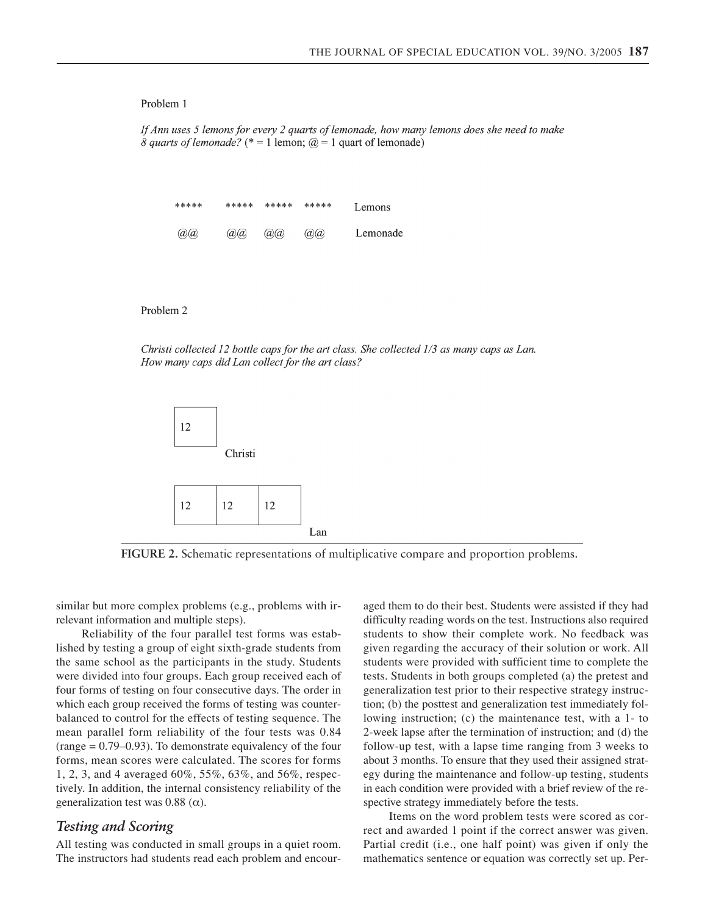Problem 1

*If Ann uses 5 lemons for every 2 quarts of lemonade, how many lemons does she need to make 8 quarts of lemonade?* (* = 1 lemon; @ = 1 quart of lemonade)

```
*****    *****   *****   *****    Lemons

 @@       @@      @@      @@      Lemonade
```

Problem 2

*Christi collected 12 bottle caps for the art class. She collected 1/3 as many caps as Lan. How many caps did Lan collect for the art class?*

```
| 12 |
        Christi

| 12 | 12 | 12 |
                  Lan
```

**FIGURE 2.** Schematic representations of multiplicative compare and proportion problems.

similar but more complex problems (e.g., problems with irrelevant information and multiple steps).

Reliability of the four parallel test forms was established by testing a group of eight sixth-grade students from the same school as the participants in the study. Students were divided into four groups. Each group received each of four forms of testing on four consecutive days. The order in which each group received the forms of testing was counterbalanced to control for the effects of testing sequence. The mean parallel form reliability of the four tests was 0.84 (range = 0.79–0.93). To demonstrate equivalency of the four forms, mean scores were calculated. The scores for forms 1, 2, 3, and 4 averaged 60%, 55%, 63%, and 56%, respectively. In addition, the internal consistency reliability of the generalization test was 0.88 ($\alpha$).

## *Testing and Scoring*

All testing was conducted in small groups in a quiet room. The instructors had students read each problem and encouraged them to do their best. Students were assisted if they had difficulty reading words on the test. Instructions also required students to show their complete work. No feedback was given regarding the accuracy of their solution or work. All students were provided with sufficient time to complete the tests. Students in both groups completed (a) the pretest and generalization test prior to their respective strategy instruction; (b) the posttest and generalization test immediately following instruction; (c) the maintenance test, with a 1- to 2-week lapse after the termination of instruction; and (d) the follow-up test, with a lapse time ranging from 3 weeks to about 3 months. To ensure that they used their assigned strategy during the maintenance and follow-up testing, students in each condition were provided with a brief review of the respective strategy immediately before the tests.

Items on the word problem tests were scored as correct and awarded 1 point if the correct answer was given. Partial credit (i.e., one half point) was given if only the mathematics sentence or equation was correctly set up. Per-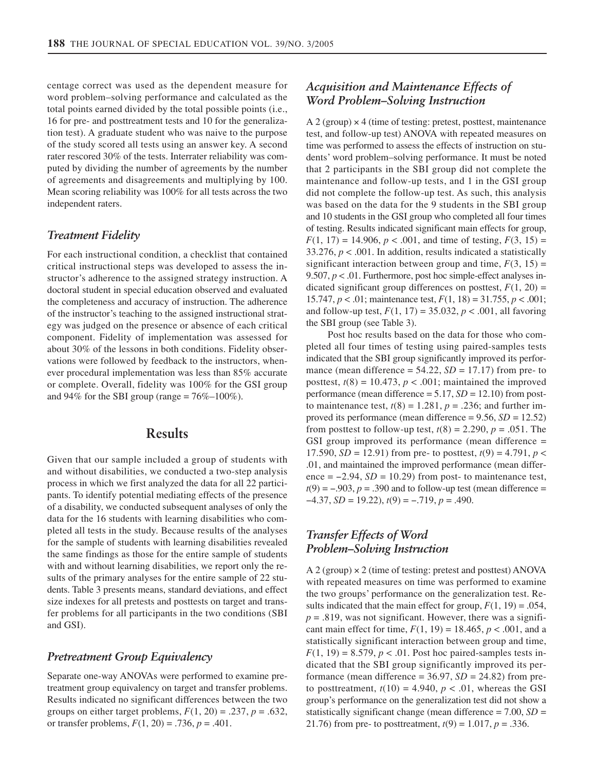centage correct was used as the dependent measure for word problem–solving performance and calculated as the total points earned divided by the total possible points (i.e., 16 for pre- and posttreatment tests and 10 for the generalization test). A graduate student who was naive to the purpose of the study scored all tests using an answer key. A second rater rescored 30% of the tests. Interrater reliability was computed by dividing the number of agreements by the number of agreements and disagreements and multiplying by 100. Mean scoring reliability was 100% for all tests across the two independent raters.

### *Treatment Fidelity*

For each instructional condition, a checklist that contained critical instructional steps was developed to assess the instructor's adherence to the assigned strategy instruction. A doctoral student in special education observed and evaluated the completeness and accuracy of instruction. The adherence of the instructor's teaching to the assigned instructional strategy was judged on the presence or absence of each critical component. Fidelity of implementation was assessed for about 30% of the lessons in both conditions. Fidelity observations were followed by feedback to the instructors, whenever procedural implementation was less than 85% accurate or complete. Overall, fidelity was 100% for the GSI group and 94% for the SBI group (range = 76%–100%).

## Results

Given that our sample included a group of students with and without disabilities, we conducted a two-step analysis process in which we first analyzed the data for all 22 participants. To identify potential mediating effects of the presence of a disability, we conducted subsequent analyses of only the data for the 16 students with learning disabilities who completed all tests in the study. Because results of the analyses for the sample of students with learning disabilities revealed the same findings as those for the entire sample of students with and without learning disabilities, we report only the results of the primary analyses for the entire sample of 22 students. Table 3 presents means, standard deviations, and effect size indexes for all pretests and posttests on target and transfer problems for all participants in the two conditions (SBI and GSI).

### *Pretreatment Group Equivalency*

Separate one-way ANOVAs were performed to examine pretreatment group equivalency on target and transfer problems. Results indicated no significant differences between the two groups on either target problems, $F(1, 20) = .237$, $p = .632$, or transfer problems, $F(1, 20) = .736$, $p = .401$.

### *Acquisition and Maintenance Effects of Word Problem–Solving Instruction*

A 2 (group) × 4 (time of testing: pretest, posttest, maintenance test, and follow-up test) ANOVA with repeated measures on time was performed to assess the effects of instruction on students' word problem–solving performance. It must be noted that 2 participants in the SBI group did not complete the maintenance and follow-up tests, and 1 in the GSI group did not complete the follow-up test. As such, this analysis was based on the data for the 9 students in the SBI group and 10 students in the GSI group who completed all four times of testing. Results indicated significant main effects for group, $F(1, 17) = 14.906$, $p < .001$, and time of testing, $F(3, 15) = 33.276$, $p < .001$. In addition, results indicated a statistically significant interaction between group and time, $F(3, 15) = 9.507$, $p < .01$. Furthermore, post hoc simple-effect analyses indicated significant group differences on posttest, $F(1, 20) = 15.747$, $p < .01$; maintenance test, $F(1, 18) = 31.755$, $p < .001$; and follow-up test, $F(1, 17) = 35.032$, $p < .001$, all favoring the SBI group (see Table 3).

Post hoc results based on the data for those who completed all four times of testing using paired-samples tests indicated that the SBI group significantly improved its performance (mean difference = 54.22, $SD = 17.17$) from pre- to posttest, $t(8) = 10.473$, $p < .001$; maintained the improved performance (mean difference = 5.17, $SD = 12.10$) from post- to maintenance test, $t(8) = 1.281$, $p = .236$; and further improved its performance (mean difference = 9.56, $SD = 12.52$) from posttest to follow-up test, $t(8) = 2.290$, $p = .051$. The GSI group improved its performance (mean difference = 17.590, $SD = 12.91$) from pre- to posttest, $t(9) = 4.791$, $p < .01$, and maintained the improved performance (mean difference = −2.94, $SD = 10.29$) from post- to maintenance test, $t(9) = -.903$, $p = .390$ and to follow-up test (mean difference = −4.37, $SD = 19.22$), $t(9) = -.719$, $p = .490$.

### *Transfer Effects of Word Problem–Solving Instruction*

A 2 (group) × 2 (time of testing: pretest and posttest) ANOVA with repeated measures on time was performed to examine the two groups' performance on the generalization test. Results indicated that the main effect for group, $F(1, 19) = .054$, $p = .819$, was not significant. However, there was a significant main effect for time, $F(1, 19) = 18.465$, $p < .001$, and a statistically significant interaction between group and time, $F(1, 19) = 8.579$, $p < .01$. Post hoc paired-samples tests indicated that the SBI group significantly improved its performance (mean difference = 36.97, $SD = 24.82$) from pre- to posttreatment, $t(10) = 4.940$, $p < .01$, whereas the GSI group's performance on the generalization test did not show a statistically significant change (mean difference = 7.00, $SD = 21.76$) from pre- to posttreatment, $t(9) = 1.017$, $p = .336$.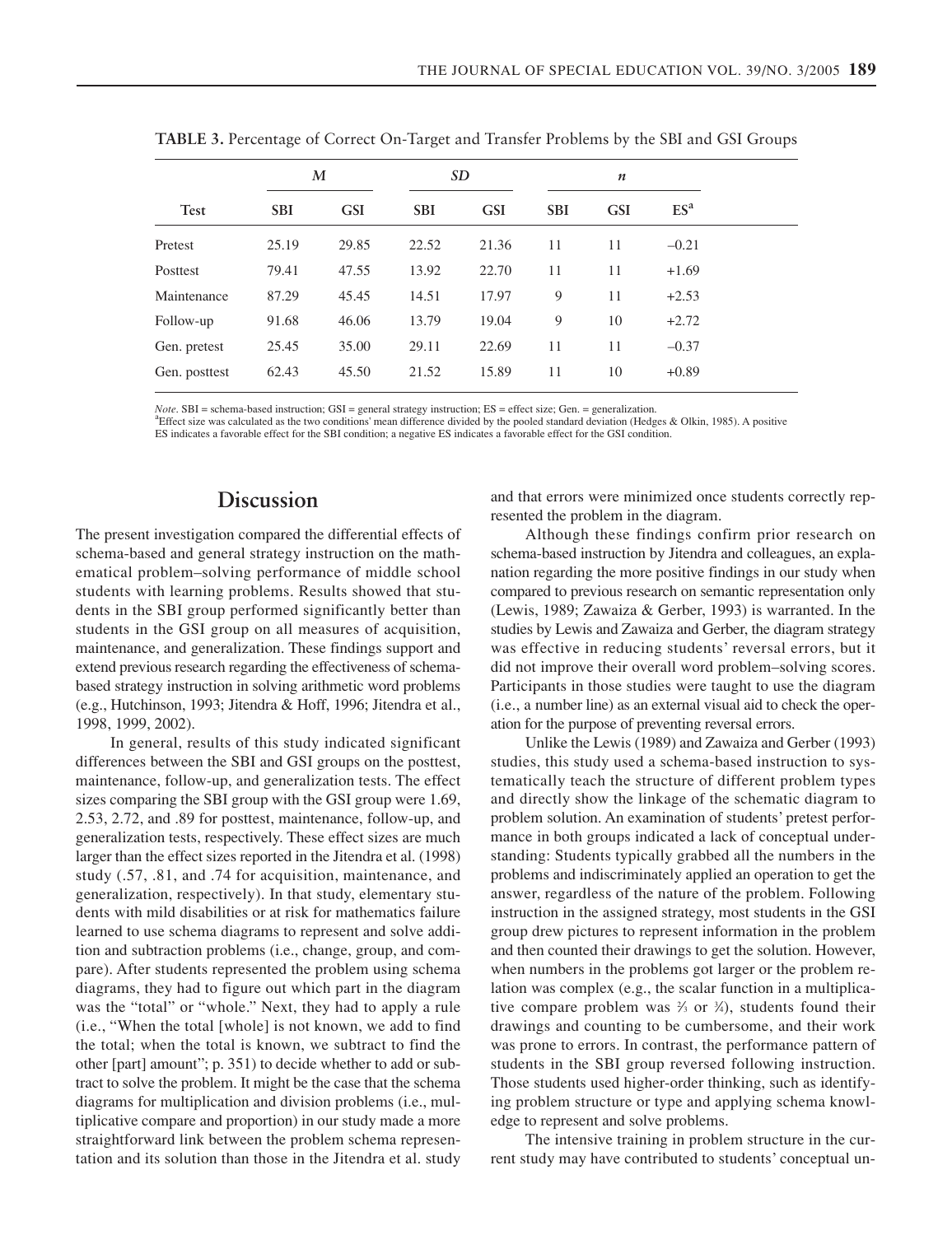**TABLE 3.** Percentage of Correct On-Target and Transfer Problems by the SBI and GSI Groups

| | *M* | | *SD* | | *n* | | |
|---|---|---|---|---|---|---|---|
| Test | SBI | GSI | SBI | GSI | SBI | GSI | ES[a] |
| Pretest | 25.19 | 29.85 | 22.52 | 21.36 | 11 | 11 | –0.21 |
| Posttest | 79.41 | 47.55 | 13.92 | 22.70 | 11 | 11 | +1.69 |
| Maintenance | 87.29 | 45.45 | 14.51 | 17.97 | 9 | 11 | +2.53 |
| Follow-up | 91.68 | 46.06 | 13.79 | 19.04 | 9 | 10 | +2.72 |
| Gen. pretest | 25.45 | 35.00 | 29.11 | 22.69 | 11 | 11 | –0.37 |
| Gen. posttest | 62.43 | 45.50 | 21.52 | 15.89 | 11 | 10 | +0.89 |

*Note*. SBI = schema-based instruction; GSI = general strategy instruction; ES = effect size; Gen. = generalization.
[a]Effect size was calculated as the two conditions' mean difference divided by the pooled standard deviation (Hedges & Olkin, 1985). A positive ES indicates a favorable effect for the SBI condition; a negative ES indicates a favorable effect for the GSI condition.

## Discussion

The present investigation compared the differential effects of schema-based and general strategy instruction on the mathematical problem–solving performance of middle school students with learning problems. Results showed that students in the SBI group performed significantly better than students in the GSI group on all measures of acquisition, maintenance, and generalization. These findings support and extend previous research regarding the effectiveness of schema-based strategy instruction in solving arithmetic word problems (e.g., Hutchinson, 1993; Jitendra & Hoff, 1996; Jitendra et al., 1998, 1999, 2002).

In general, results of this study indicated significant differences between the SBI and GSI groups on the posttest, maintenance, follow-up, and generalization tests. The effect sizes comparing the SBI group with the GSI group were 1.69, 2.53, 2.72, and .89 for posttest, maintenance, follow-up, and generalization tests, respectively. These effect sizes are much larger than the effect sizes reported in the Jitendra et al. (1998) study (.57, .81, and .74 for acquisition, maintenance, and generalization, respectively). In that study, elementary students with mild disabilities or at risk for mathematics failure learned to use schema diagrams to represent and solve addition and subtraction problems (i.e., change, group, and compare). After students represented the problem using schema diagrams, they had to figure out which part in the diagram was the "total" or "whole." Next, they had to apply a rule (i.e., "When the total [whole] is not known, we add to find the total; when the total is known, we subtract to find the other [part] amount"; p. 351) to decide whether to add or subtract to solve the problem. It might be the case that the schema diagrams for multiplication and division problems (i.e., multiplicative compare and proportion) in our study made a more straightforward link between the problem schema representation and its solution than those in the Jitendra et al. study and that errors were minimized once students correctly represented the problem in the diagram.

Although these findings confirm prior research on schema-based instruction by Jitendra and colleagues, an explanation regarding the more positive findings in our study when compared to previous research on semantic representation only (Lewis, 1989; Zawaiza & Gerber, 1993) is warranted. In the studies by Lewis and Zawaiza and Gerber, the diagram strategy was effective in reducing students' reversal errors, but it did not improve their overall word problem–solving scores. Participants in those studies were taught to use the diagram (i.e., a number line) as an external visual aid to check the operation for the purpose of preventing reversal errors.

Unlike the Lewis (1989) and Zawaiza and Gerber (1993) studies, this study used a schema-based instruction to systematically teach the structure of different problem types and directly show the linkage of the schematic diagram to problem solution. An examination of students' pretest performance in both groups indicated a lack of conceptual understanding: Students typically grabbed all the numbers in the problems and indiscriminately applied an operation to get the answer, regardless of the nature of the problem. Following instruction in the assigned strategy, most students in the GSI group drew pictures to represent information in the problem and then counted their drawings to get the solution. However, when numbers in the problems got larger or the problem relation was complex (e.g., the scalar function in a multiplicative compare problem was ⅔ or ¾), students found their drawings and counting to be cumbersome, and their work was prone to errors. In contrast, the performance pattern of students in the SBI group reversed following instruction. Those students used higher-order thinking, such as identifying problem structure or type and applying schema knowledge to represent and solve problems.

The intensive training in problem structure in the current study may have contributed to students' conceptual un-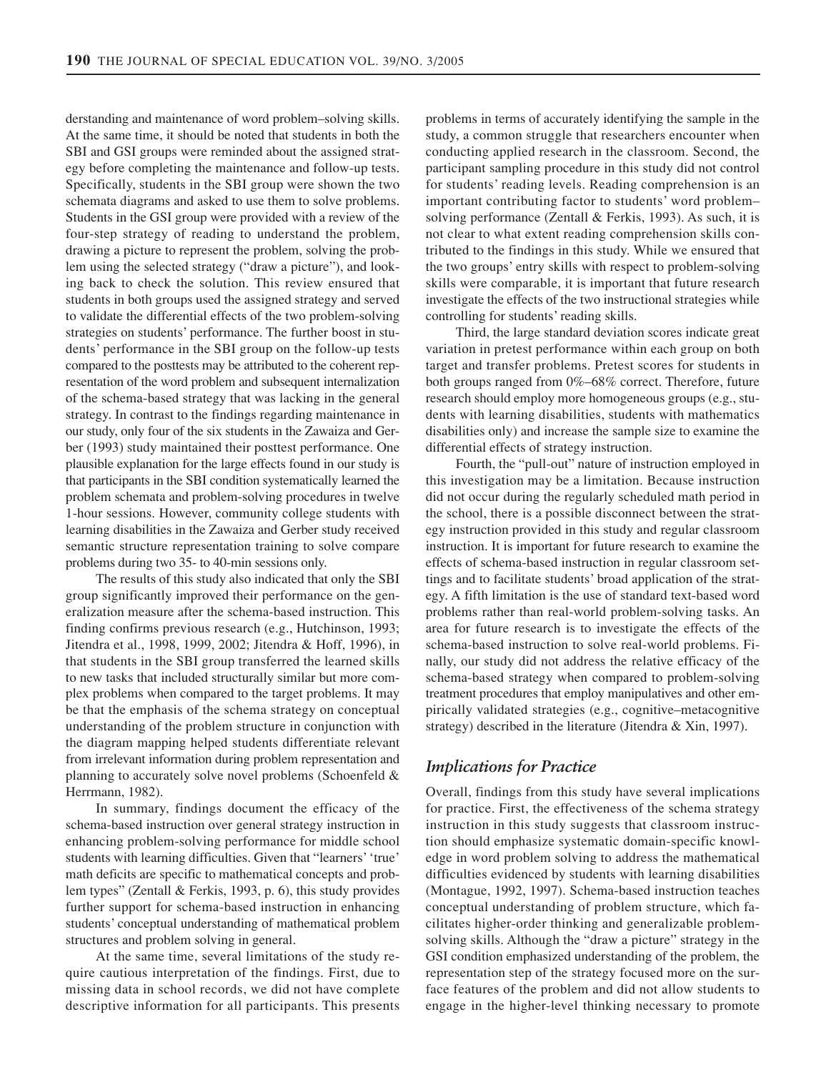derstanding and maintenance of word problem–solving skills. At the same time, it should be noted that students in both the SBI and GSI groups were reminded about the assigned strategy before completing the maintenance and follow-up tests. Specifically, students in the SBI group were shown the two schemata diagrams and asked to use them to solve problems. Students in the GSI group were provided with a review of the four-step strategy of reading to understand the problem, drawing a picture to represent the problem, solving the problem using the selected strategy ("draw a picture"), and looking back to check the solution. This review ensured that students in both groups used the assigned strategy and served to validate the differential effects of the two problem-solving strategies on students' performance. The further boost in students' performance in the SBI group on the follow-up tests compared to the posttests may be attributed to the coherent representation of the word problem and subsequent internalization of the schema-based strategy that was lacking in the general strategy. In contrast to the findings regarding maintenance in our study, only four of the six students in the Zawaiza and Gerber (1993) study maintained their posttest performance. One plausible explanation for the large effects found in our study is that participants in the SBI condition systematically learned the problem schemata and problem-solving procedures in twelve 1-hour sessions. However, community college students with learning disabilities in the Zawaiza and Gerber study received semantic structure representation training to solve compare problems during two 35- to 40-min sessions only.

The results of this study also indicated that only the SBI group significantly improved their performance on the generalization measure after the schema-based instruction. This finding confirms previous research (e.g., Hutchinson, 1993; Jitendra et al., 1998, 1999, 2002; Jitendra & Hoff, 1996), in that students in the SBI group transferred the learned skills to new tasks that included structurally similar but more complex problems when compared to the target problems. It may be that the emphasis of the schema strategy on conceptual understanding of the problem structure in conjunction with the diagram mapping helped students differentiate relevant from irrelevant information during problem representation and planning to accurately solve novel problems (Schoenfeld & Herrmann, 1982).

In summary, findings document the efficacy of the schema-based instruction over general strategy instruction in enhancing problem-solving performance for middle school students with learning difficulties. Given that "learners' 'true' math deficits are specific to mathematical concepts and problem types" (Zentall & Ferkis, 1993, p. 6), this study provides further support for schema-based instruction in enhancing students' conceptual understanding of mathematical problem structures and problem solving in general.

At the same time, several limitations of the study require cautious interpretation of the findings. First, due to missing data in school records, we did not have complete descriptive information for all participants. This presents problems in terms of accurately identifying the sample in the study, a common struggle that researchers encounter when conducting applied research in the classroom. Second, the participant sampling procedure in this study did not control for students' reading levels. Reading comprehension is an important contributing factor to students' word problem–solving performance (Zentall & Ferkis, 1993). As such, it is not clear to what extent reading comprehension skills contributed to the findings in this study. While we ensured that the two groups' entry skills with respect to problem-solving skills were comparable, it is important that future research investigate the effects of the two instructional strategies while controlling for students' reading skills.

Third, the large standard deviation scores indicate great variation in pretest performance within each group on both target and transfer problems. Pretest scores for students in both groups ranged from 0%–68% correct. Therefore, future research should employ more homogeneous groups (e.g., students with learning disabilities, students with mathematics disabilities only) and increase the sample size to examine the differential effects of strategy instruction.

Fourth, the "pull-out" nature of instruction employed in this investigation may be a limitation. Because instruction did not occur during the regularly scheduled math period in the school, there is a possible disconnect between the strategy instruction provided in this study and regular classroom instruction. It is important for future research to examine the effects of schema-based instruction in regular classroom settings and to facilitate students' broad application of the strategy. A fifth limitation is the use of standard text-based word problems rather than real-world problem-solving tasks. An area for future research is to investigate the effects of the schema-based instruction to solve real-world problems. Finally, our study did not address the relative efficacy of the schema-based strategy when compared to problem-solving treatment procedures that employ manipulatives and other empirically validated strategies (e.g., cognitive–metacognitive strategy) described in the literature (Jitendra & Xin, 1997).

## *Implications for Practice*

Overall, findings from this study have several implications for practice. First, the effectiveness of the schema strategy instruction in this study suggests that classroom instruction should emphasize systematic domain-specific knowledge in word problem solving to address the mathematical difficulties evidenced by students with learning disabilities (Montague, 1992, 1997). Schema-based instruction teaches conceptual understanding of problem structure, which facilitates higher-order thinking and generalizable problem-solving skills. Although the "draw a picture" strategy in the GSI condition emphasized understanding of the problem, the representation step of the strategy focused more on the surface features of the problem and did not allow students to engage in the higher-level thinking necessary to promote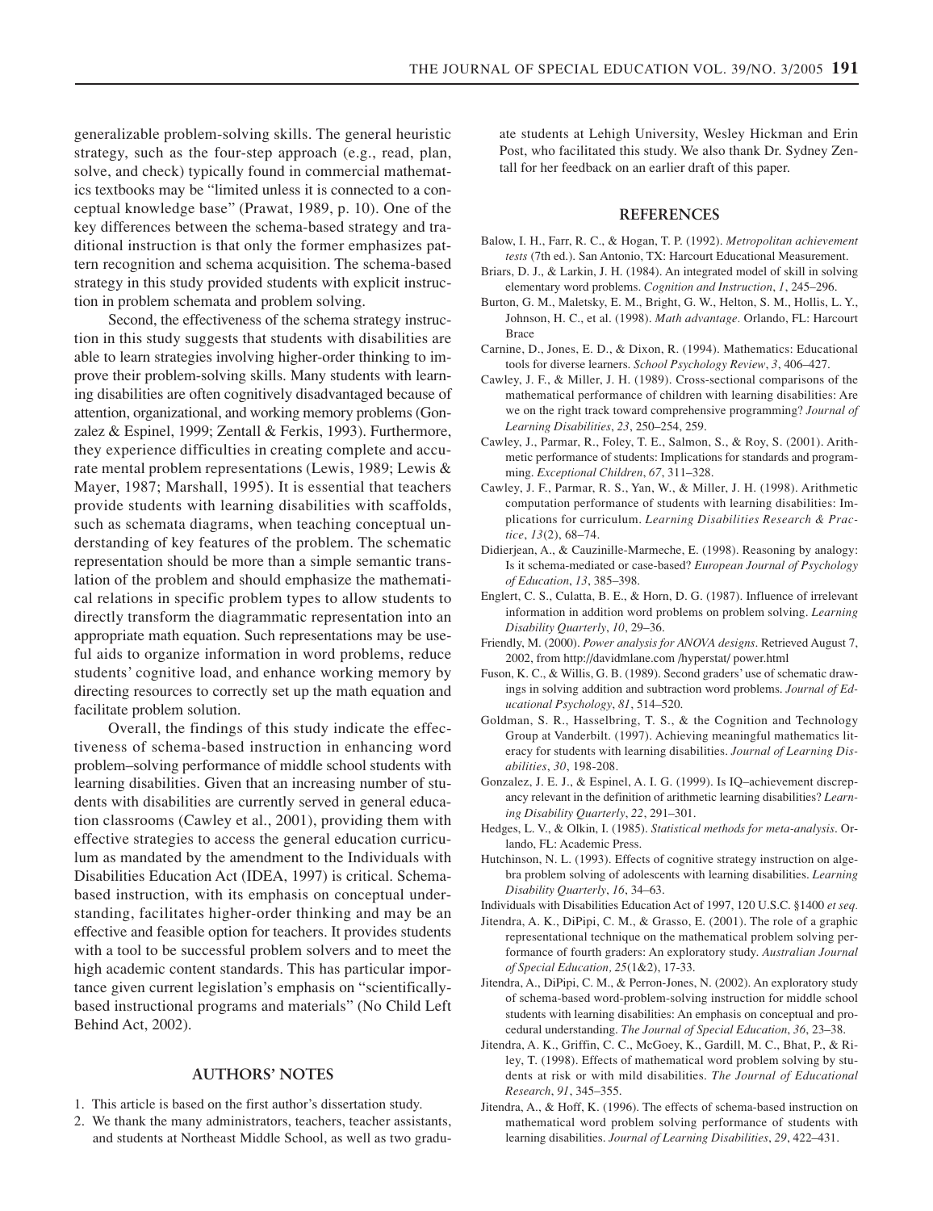generalizable problem-solving skills. The general heuristic strategy, such as the four-step approach (e.g., read, plan, solve, and check) typically found in commercial mathematics textbooks may be "limited unless it is connected to a conceptual knowledge base" (Prawat, 1989, p. 10). One of the key differences between the schema-based strategy and traditional instruction is that only the former emphasizes pattern recognition and schema acquisition. The schema-based strategy in this study provided students with explicit instruction in problem schemata and problem solving.

Second, the effectiveness of the schema strategy instruction in this study suggests that students with disabilities are able to learn strategies involving higher-order thinking to improve their problem-solving skills. Many students with learning disabilities are often cognitively disadvantaged because of attention, organizational, and working memory problems (Gonzalez & Espinel, 1999; Zentall & Ferkis, 1993). Furthermore, they experience difficulties in creating complete and accurate mental problem representations (Lewis, 1989; Lewis & Mayer, 1987; Marshall, 1995). It is essential that teachers provide students with learning disabilities with scaffolds, such as schemata diagrams, when teaching conceptual understanding of key features of the problem. The schematic representation should be more than a simple semantic translation of the problem and should emphasize the mathematical relations in specific problem types to allow students to directly transform the diagrammatic representation into an appropriate math equation. Such representations may be useful aids to organize information in word problems, reduce students' cognitive load, and enhance working memory by directing resources to correctly set up the math equation and facilitate problem solution.

Overall, the findings of this study indicate the effectiveness of schema-based instruction in enhancing word problem–solving performance of middle school students with learning disabilities. Given that an increasing number of students with disabilities are currently served in general education classrooms (Cawley et al., 2001), providing them with effective strategies to access the general education curriculum as mandated by the amendment to the Individuals with Disabilities Education Act (IDEA, 1997) is critical. Schema-based instruction, with its emphasis on conceptual understanding, facilitates higher-order thinking and may be an effective and feasible option for teachers. It provides students with a tool to be successful problem solvers and to meet the high academic content standards. This has particular importance given current legislation's emphasis on "scientifically-based instructional programs and materials" (No Child Left Behind Act, 2002).

## AUTHORS' NOTES

1. This article is based on the first author's dissertation study.
2. We thank the many administrators, teachers, teacher assistants, and students at Northeast Middle School, as well as two graduate students at Lehigh University, Wesley Hickman and Erin Post, who facilitated this study. We also thank Dr. Sydney Zentall for her feedback on an earlier draft of this paper.

## REFERENCES

Balow, I. H., Farr, R. C., & Hogan, T. P. (1992). *Metropolitan achievement tests* (7th ed.). San Antonio, TX: Harcourt Educational Measurement.

Briars, D. J., & Larkin, J. H. (1984). An integrated model of skill in solving elementary word problems. *Cognition and Instruction*, *1*, 245–296.

Burton, G. M., Maletsky, E. M., Bright, G. W., Helton, S. M., Hollis, L. Y., Johnson, H. C., et al. (1998). *Math advantage.* Orlando, FL: Harcourt Brace

Carnine, D., Jones, E. D., & Dixon, R. (1994). Mathematics: Educational tools for diverse learners. *School Psychology Review*, *3*, 406–427.

Cawley, J. F., & Miller, J. H. (1989). Cross-sectional comparisons of the mathematical performance of children with learning disabilities: Are we on the right track toward comprehensive programming? *Journal of Learning Disabilities*, *23*, 250–254, 259.

Cawley, J., Parmar, R., Foley, T. E., Salmon, S., & Roy, S. (2001). Arithmetic performance of students: Implications for standards and programming. *Exceptional Children*, *67*, 311–328.

Cawley, J. F., Parmar, R. S., Yan, W., & Miller, J. H. (1998). Arithmetic computation performance of students with learning disabilities: Implications for curriculum. *Learning Disabilities Research & Practice*, *13*(2), 68–74.

Didierjean, A., & Cauzinille-Marmeche, E. (1998). Reasoning by analogy: Is it schema-mediated or case-based? *European Journal of Psychology of Education*, *13*, 385–398.

Englert, C. S., Culatta, B. E., & Horn, D. G. (1987). Influence of irrelevant information in addition word problems on problem solving. *Learning Disability Quarterly*, *10*, 29–36.

Friendly, M. (2000). *Power analysis for ANOVA designs*. Retrieved August 7, 2002, from http://davidmlane.com /hyperstat/ power.html

Fuson, K. C., & Willis, G. B. (1989). Second graders' use of schematic drawings in solving addition and subtraction word problems. *Journal of Educational Psychology*, *81*, 514–520.

Goldman, S. R., Hasselbring, T. S., & the Cognition and Technology Group at Vanderbilt. (1997). Achieving meaningful mathematics literacy for students with learning disabilities. *Journal of Learning Disabilities*, *30*, 198-208.

Gonzalez, J. E. J., & Espinel, A. I. G. (1999). Is IQ–achievement discrepancy relevant in the definition of arithmetic learning disabilities? *Learning Disability Quarterly*, *22*, 291–301.

Hedges, L. V., & Olkin, I. (1985). *Statistical methods for meta-analysis*. Orlando, FL: Academic Press.

Hutchinson, N. L. (1993). Effects of cognitive strategy instruction on algebra problem solving of adolescents with learning disabilities. *Learning Disability Quarterly*, *16*, 34–63.

Individuals with Disabilities Education Act of 1997, 120 U.S.C. §1400 *et seq.*

Jitendra, A. K., DiPipi, C. M., & Grasso, E. (2001). The role of a graphic representational technique on the mathematical problem solving performance of fourth graders: An exploratory study. *Australian Journal of Special Education, 25*(1&2), 17-33.

Jitendra, A., DiPipi, C. M., & Perron-Jones, N. (2002). An exploratory study of schema-based word-problem-solving instruction for middle school students with learning disabilities: An emphasis on conceptual and procedural understanding. *The Journal of Special Education*, *36*, 23–38.

Jitendra, A. K., Griffin, C. C., McGoey, K., Gardill, M. C., Bhat, P., & Riley, T. (1998). Effects of mathematical word problem solving by students at risk or with mild disabilities. *The Journal of Educational Research*, *91*, 345–355.

Jitendra, A., & Hoff, K. (1996). The effects of schema-based instruction on mathematical word problem solving performance of students with learning disabilities. *Journal of Learning Disabilities*, *29*, 422–431.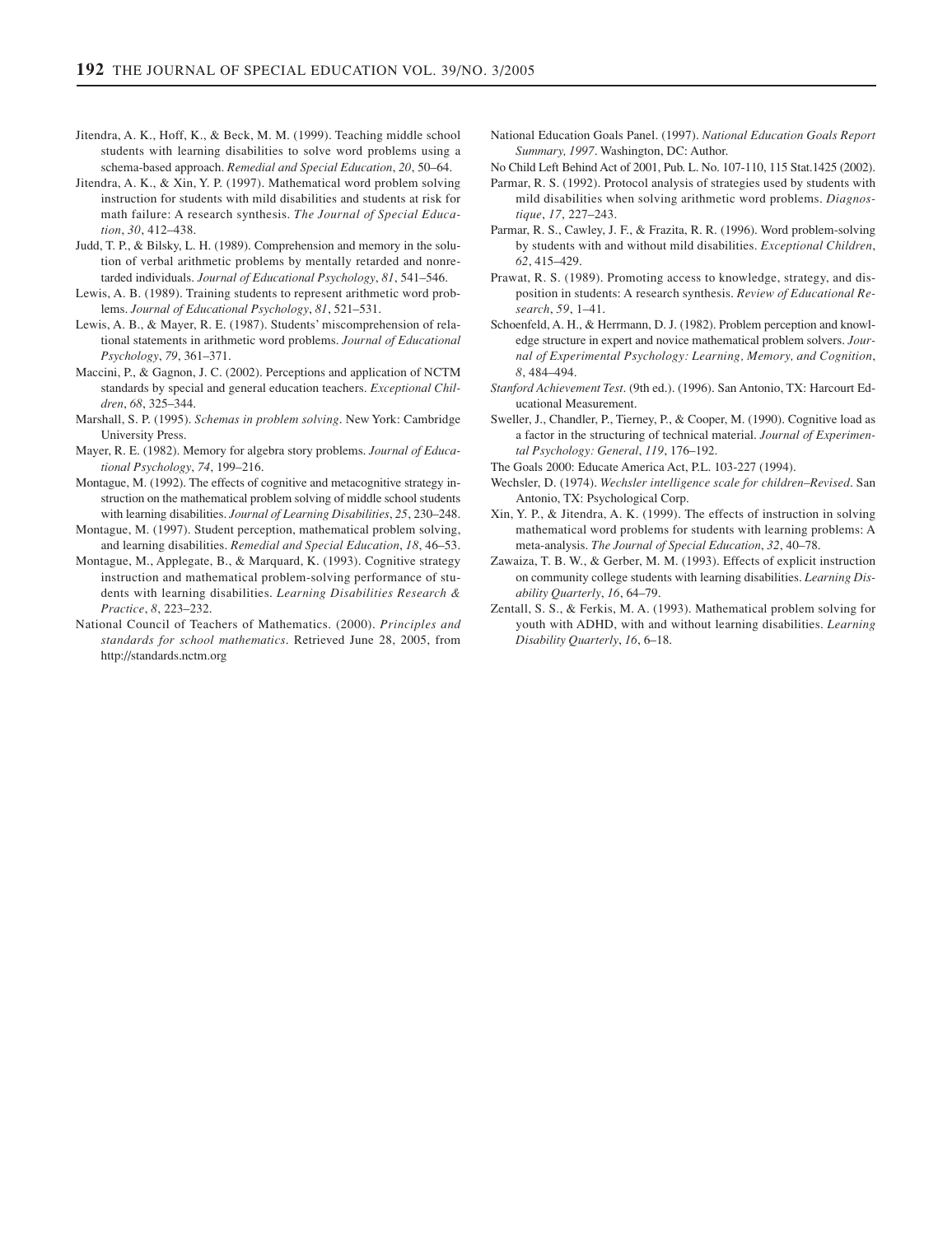Jitendra, A. K., Hoff, K., & Beck, M. M. (1999). Teaching middle school students with learning disabilities to solve word problems using a schema-based approach. *Remedial and Special Education*, *20*, 50–64.

Jitendra, A. K., & Xin, Y. P. (1997). Mathematical word problem solving instruction for students with mild disabilities and students at risk for math failure: A research synthesis. *The Journal of Special Education*, *30*, 412–438.

Judd, T. P., & Bilsky, L. H. (1989). Comprehension and memory in the solution of verbal arithmetic problems by mentally retarded and nonretarded individuals. *Journal of Educational Psychology*, *81*, 541–546.

Lewis, A. B. (1989). Training students to represent arithmetic word problems. *Journal of Educational Psychology*, *81*, 521–531.

Lewis, A. B., & Mayer, R. E. (1987). Students' miscomprehension of relational statements in arithmetic word problems. *Journal of Educational Psychology*, *79*, 361–371.

Maccini, P., & Gagnon, J. C. (2002). Perceptions and application of NCTM standards by special and general education teachers. *Exceptional Children*, *68*, 325–344.

Marshall, S. P. (1995). *Schemas in problem solving*. New York: Cambridge University Press.

Mayer, R. E. (1982). Memory for algebra story problems. *Journal of Educational Psychology*, *74*, 199–216.

Montague, M. (1992). The effects of cognitive and metacognitive strategy instruction on the mathematical problem solving of middle school students with learning disabilities. *Journal of Learning Disabilities*, *25*, 230–248.

Montague, M. (1997). Student perception, mathematical problem solving, and learning disabilities. *Remedial and Special Education*, *18*, 46–53.

Montague, M., Applegate, B., & Marquard, K. (1993). Cognitive strategy instruction and mathematical problem-solving performance of students with learning disabilities. *Learning Disabilities Research & Practice*, *8*, 223–232.

National Council of Teachers of Mathematics. (2000). *Principles and standards for school mathematics*. Retrieved June 28, 2005, from http://standards.nctm.org

National Education Goals Panel. (1997). *National Education Goals Report Summary, 1997*. Washington, DC: Author.

No Child Left Behind Act of 2001, Pub. L. No. 107-110, 115 Stat.1425 (2002).

Parmar, R. S. (1992). Protocol analysis of strategies used by students with mild disabilities when solving arithmetic word problems. *Diagnostique*, *17*, 227–243.

Parmar, R. S., Cawley, J. F., & Frazita, R. R. (1996). Word problem-solving by students with and without mild disabilities. *Exceptional Children*, *62*, 415–429.

Prawat, R. S. (1989). Promoting access to knowledge, strategy, and disposition in students: A research synthesis. *Review of Educational Research*, *59*, 1–41.

Schoenfeld, A. H., & Herrmann, D. J. (1982). Problem perception and knowledge structure in expert and novice mathematical problem solvers. *Journal of Experimental Psychology: Learning, Memory, and Cognition*, *8*, 484–494.

*Stanford Achievement Test*. (9th ed.). (1996). San Antonio, TX: Harcourt Educational Measurement.

Sweller, J., Chandler, P., Tierney, P., & Cooper, M. (1990). Cognitive load as a factor in the structuring of technical material. *Journal of Experimental Psychology: General*, *119*, 176–192.

The Goals 2000: Educate America Act, P.L. 103-227 (1994).

Wechsler, D. (1974). *Wechsler intelligence scale for children–Revised*. San Antonio, TX: Psychological Corp.

Xin, Y. P., & Jitendra, A. K. (1999). The effects of instruction in solving mathematical word problems for students with learning problems: A meta-analysis. *The Journal of Special Education*, *32*, 40–78.

Zawaiza, T. B. W., & Gerber, M. M. (1993). Effects of explicit instruction on community college students with learning disabilities. *Learning Disability Quarterly*, *16*, 64–79.

Zentall, S. S., & Ferkis, M. A. (1993). Mathematical problem solving for youth with ADHD, with and without learning disabilities. *Learning Disability Quarterly*, *16*, 6–18.